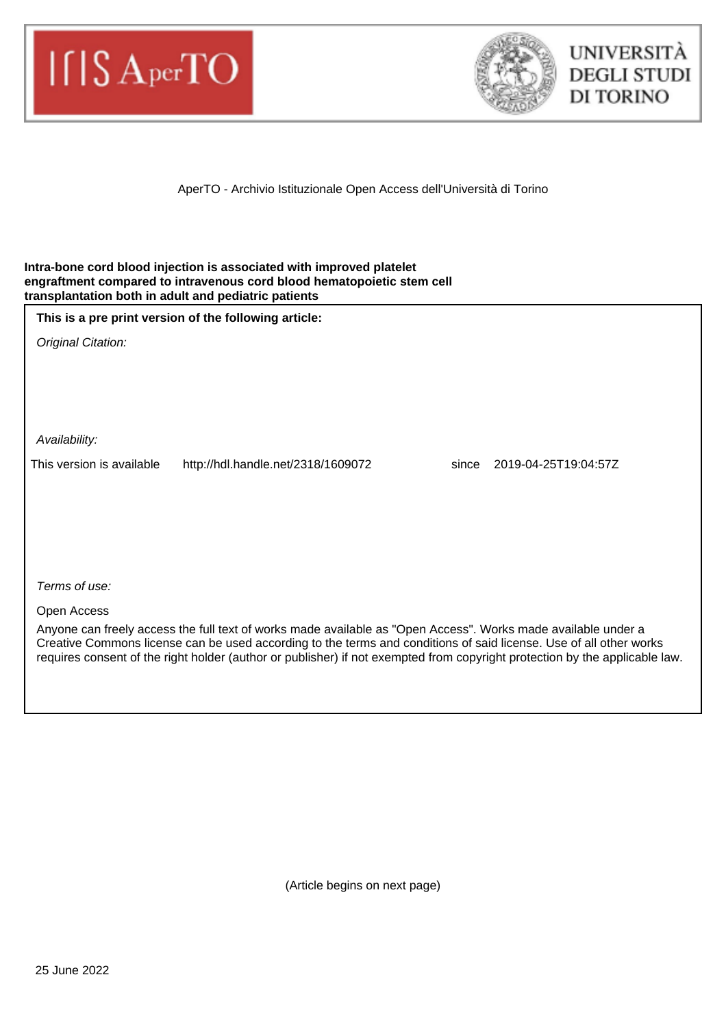AperTO - Archivio Istituzionale Open Access dell'Università di Torino

**Intra-bone cord blood injection is associated with improved platelet engraftment compared to intravenous cord blood hematopoietic stem cell transplantation both in adult and pediatric patients**

**This is a pre print version of the following article:**

*Original Citation:*

*Availability:*

This version is available http://hdl.handle.net/2318/1609072 since 2019-04-25T19:04:57Z

*Terms of use:*

Open Access

Anyone can freely access the full text of works made available as "Open Access". Works made available under a Creative Commons license can be used according to the terms and conditions of said license. Use of all other works requires consent of the right holder (author or publisher) if not exempted from copyright protection by the applicable law.

(Article begins on next page)

25 June 2022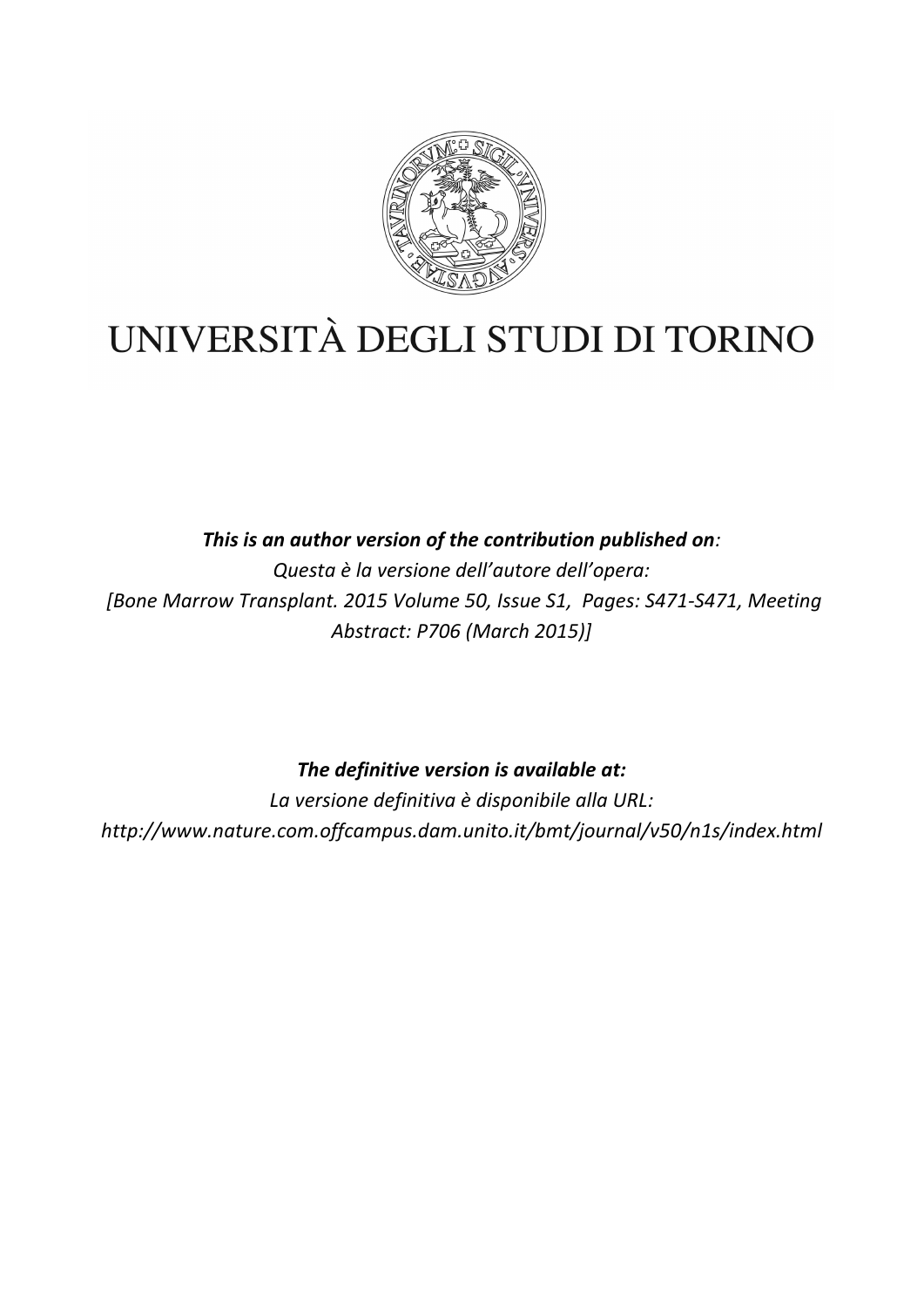# UNIVERSITÀ DEGLI STUDI DI TORINO

***This is an author version of the contribution published on****:*

*Questa è la versione dell'autore dell'opera:*

*[Bone Marrow Transplant. 2015 Volume 50, Issue S1, Pages: S471-S471, Meeting Abstract: P706 (March 2015)]*

***The definitive version is available at:***

*La versione definitiva è disponibile alla URL:*

*http://www.nature.com.offcampus.dam.unito.it/bmt/journal/v50/n1s/index.html*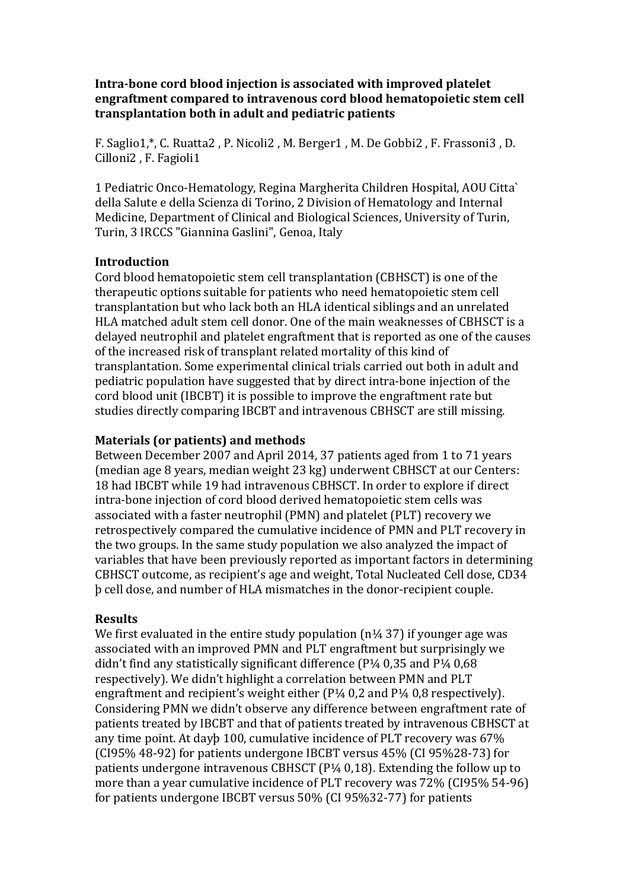**Intra-bone cord blood injection is associated with improved platelet engraftment compared to intravenous cord blood hematopoietic stem cell transplantation both in adult and pediatric patients**

F. Saglio1,*, C. Ruatta2 , P. Nicoli2 , M. Berger1 , M. De Gobbi2 , F. Frassoni3 , D. Cilloni2 , F. Fagioli1

1 Pediatric Onco-Hematology, Regina Margherita Children Hospital, AOU Citta` della Salute e della Scienza di Torino, 2 Division of Hematology and Internal Medicine, Department of Clinical and Biological Sciences, University of Turin, Turin, 3 IRCCS "Giannina Gaslini", Genoa, Italy

## Introduction

Cord blood hematopoietic stem cell transplantation (CBHSCT) is one of the therapeutic options suitable for patients who need hematopoietic stem cell transplantation but who lack both an HLA identical siblings and an unrelated HLA matched adult stem cell donor. One of the main weaknesses of CBHSCT is a delayed neutrophil and platelet engraftment that is reported as one of the causes of the increased risk of transplant related mortality of this kind of transplantation. Some experimental clinical trials carried out both in adult and pediatric population have suggested that by direct intra-bone injection of the cord blood unit (IBCBT) it is possible to improve the engraftment rate but studies directly comparing IBCBT and intravenous CBHSCT are still missing.

## Materials (or patients) and methods

Between December 2007 and April 2014, 37 patients aged from 1 to 71 years (median age 8 years, median weight 23 kg) underwent CBHSCT at our Centers: 18 had IBCBT while 19 had intravenous CBHSCT. In order to explore if direct intra-bone injection of cord blood derived hematopoietic stem cells was associated with a faster neutrophil (PMN) and platelet (PLT) recovery we retrospectively compared the cumulative incidence of PMN and PLT recovery in the two groups. In the same study population we also analyzed the impact of variables that have been previously reported as important factors in determining CBHSCT outcome, as recipient's age and weight, Total Nucleated Cell dose, CD34 þ cell dose, and number of HLA mismatches in the donor-recipient couple.

## Results

We first evaluated in the entire study population (n¼ 37) if younger age was associated with an improved PMN and PLT engraftment but surprisingly we didn't find any statistically significant difference (P¼ 0,35 and P¼ 0,68 respectively). We didn't highlight a correlation between PMN and PLT engraftment and recipient's weight either (P¼ 0,2 and P¼ 0,8 respectively). Considering PMN we didn't observe any difference between engraftment rate of patients treated by IBCBT and that of patients treated by intravenous CBHSCT at any time point. At dayþ 100, cumulative incidence of PLT recovery was 67% (CI95% 48-92) for patients undergone IBCBT versus 45% (CI 95%28-73) for patients undergone intravenous CBHSCT (P¼ 0,18). Extending the follow up to more than a year cumulative incidence of PLT recovery was 72% (CI95% 54-96) for patients undergone IBCBT versus 50% (CI 95%32-77) for patients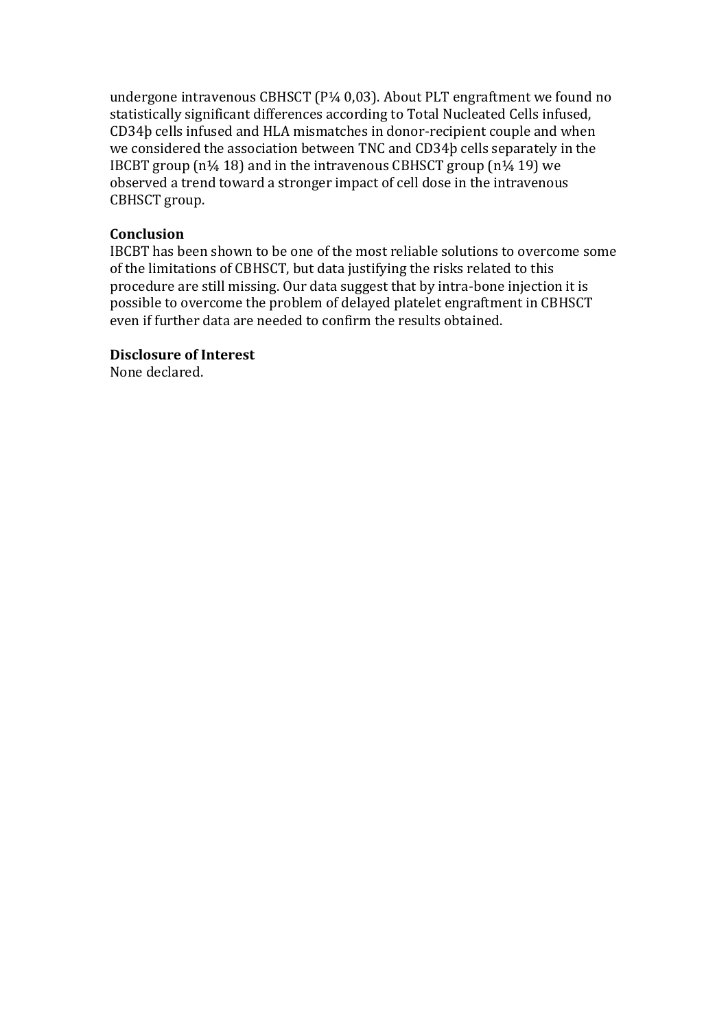undergone intravenous CBHSCT (P¼ 0,03). About PLT engraftment we found no statistically significant differences according to Total Nucleated Cells infused, CD34þ cells infused and HLA mismatches in donor-recipient couple and when we considered the association between TNC and CD34þ cells separately in the IBCBT group (n¼ 18) and in the intravenous CBHSCT group (n¼ 19) we observed a trend toward a stronger impact of cell dose in the intravenous CBHSCT group.

**Conclusion**

IBCBT has been shown to be one of the most reliable solutions to overcome some of the limitations of CBHSCT, but data justifying the risks related to this procedure are still missing. Our data suggest that by intra-bone injection it is possible to overcome the problem of delayed platelet engraftment in CBHSCT even if further data are needed to confirm the results obtained.

**Disclosure of Interest**

None declared.